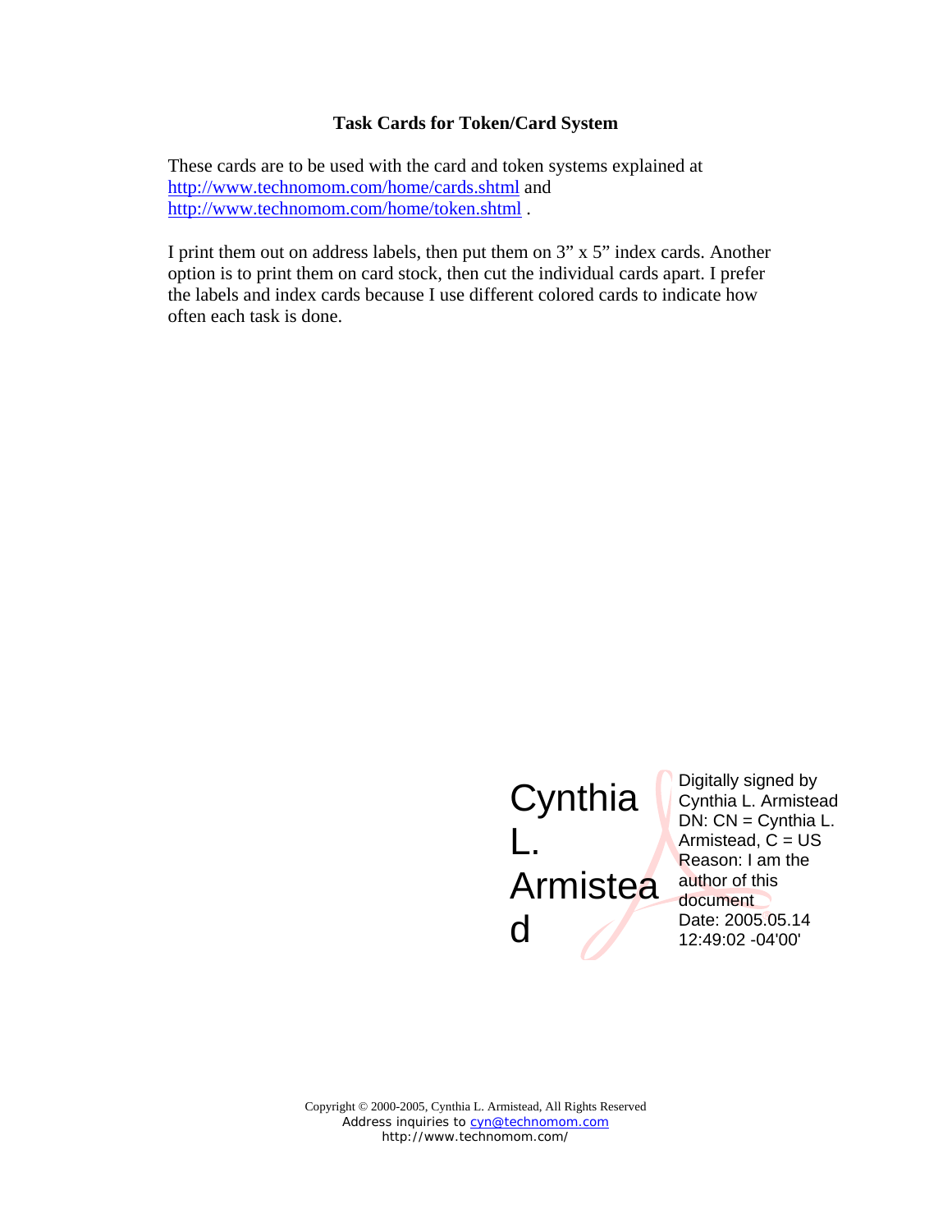**Task Cards for Token/Card System**

These cards are to be used with the card and token systems explained at http://www.technomom.com/home/cards.shtml and http://www.technomom.com/home/token.shtml .

I print them out on address labels, then put them on 3" x 5" index cards. Another option is to print them on card stock, then cut the individual cards apart. I prefer the labels and index cards because I use different colored cards to indicate how often each task is done.

Cynthia L. Armistead

Digitally signed by Cynthia L. Armistead
DN: CN = Cynthia L. Armistead, C = US
Reason: I am the author of this document
Date: 2005.05.14 12:49:02 -04'00'

Copyright © 2000-2005, Cynthia L. Armistead, All Rights Reserved
Address inquiries to cyn@technomom.com
http://www.technomom.com/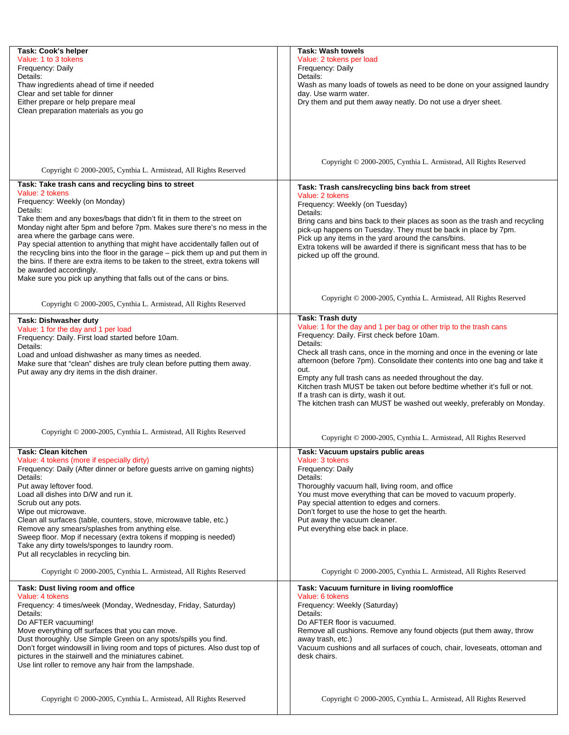**Task: Cook's helper**
Value: 1 to 3 tokens
Frequency: Daily
Details:
Thaw ingredients ahead of time if needed
Clear and set table for dinner
Either prepare or help prepare meal
Clean preparation materials as you go

Copyright © 2000-2005, Cynthia L. Armistead, All Rights Reserved

**Task: Wash towels**
Value: 2 tokens per load
Frequency: Daily
Details:
Wash as many loads of towels as need to be done on your assigned laundry day. Use warm water.
Dry them and put them away neatly. Do not use a dryer sheet.

Copyright © 2000-2005, Cynthia L. Armistead, All Rights Reserved

**Task: Take trash cans and recycling bins to street**
Value: 2 tokens
Frequency: Weekly (on Monday)
Details:
Take them and any boxes/bags that didn't fit in them to the street on Monday night after 5pm and before 7pm. Makes sure there's no mess in the area where the garbage cans were.
Pay special attention to anything that might have accidentally fallen out of the recycling bins into the floor in the garage – pick them up and put them in the bins. If there are extra items to be taken to the street, extra tokens will be awarded accordingly.
Make sure you pick up anything that falls out of the cans or bins.

Copyright © 2000-2005, Cynthia L. Armistead, All Rights Reserved

**Task: Trash cans/recycling bins back from street**
Value: 2 tokens
Frequency: Weekly (on Tuesday)
Details:
Bring cans and bins back to their places as soon as the trash and recycling pick-up happens on Tuesday. They must be back in place by 7pm.
Pick up any items in the yard around the cans/bins.
Extra tokens will be awarded if there is significant mess that has to be picked up off the ground.

Copyright © 2000-2005, Cynthia L. Armistead, All Rights Reserved

**Task: Dishwasher duty**
Value: 1 for the day and 1 per load
Frequency: Daily. First load started before 10am.
Details:
Load and unload dishwasher as many times as needed.
Make sure that "clean" dishes are truly clean before putting them away.
Put away any dry items in the dish drainer.

Copyright © 2000-2005, Cynthia L. Armistead, All Rights Reserved

**Task: Trash duty**
Value: 1 for the day and 1 per bag or other trip to the trash cans
Frequency: Daily. First check before 10am.
Details:
Check all trash cans, once in the morning and once in the evening or late afternoon (before 7pm). Consolidate their contents into one bag and take it out.
Empty any full trash cans as needed throughout the day.
Kitchen trash MUST be taken out before bedtime whether it's full or not.
If a trash can is dirty, wash it out.
The kitchen trash can MUST be washed out weekly, preferably on Monday.

Copyright © 2000-2005, Cynthia L. Armistead, All Rights Reserved

**Task: Clean kitchen**
Value: 4 tokens (more if especially dirty)
Frequency: Daily (After dinner or before guests arrive on gaming nights)
Details:
Put away leftover food.
Load all dishes into D/W and run it.
Scrub out any pots.
Wipe out microwave.
Clean all surfaces (table, counters, stove, microwave table, etc.)
Remove any smears/splashes from anything else.
Sweep floor. Mop if necessary (extra tokens if mopping is needed)
Take any dirty towels/sponges to laundry room.
Put all recyclables in recycling bin.

Copyright © 2000-2005, Cynthia L. Armistead, All Rights Reserved

**Task: Vacuum upstairs public areas**
Value: 3 tokens
Frequency: Daily
Details:
Thoroughly vacuum hall, living room, and office
You must move everything that can be moved to vacuum properly.
Pay special attention to edges and corners.
Don't forget to use the hose to get the hearth.
Put away the vacuum cleaner.
Put everything else back in place.

Copyright © 2000-2005, Cynthia L. Armistead, All Rights Reserved

**Task: Dust living room and office**
Value: 4 tokens
Frequency: 4 times/week (Monday, Wednesday, Friday, Saturday)
Details:
Do AFTER vacuuming!
Move everything off surfaces that you can move.
Dust thoroughly. Use Simple Green on any spots/spills you find.
Don't forget windowsill in living room and tops of pictures. Also dust top of pictures in the stairwell and the miniatures cabinet.
Use lint roller to remove any hair from the lampshade.

Copyright © 2000-2005, Cynthia L. Armistead, All Rights Reserved

**Task: Vacuum furniture in living room/office**
Value: 6 tokens
Frequency: Weekly (Saturday)
Details:
Do AFTER floor is vacuumed.
Remove all cushions. Remove any found objects (put them away, throw away trash, etc.)
Vacuum cushions and all surfaces of couch, chair, loveseats, ottoman and desk chairs.

Copyright © 2000-2005, Cynthia L. Armistead, All Rights Reserved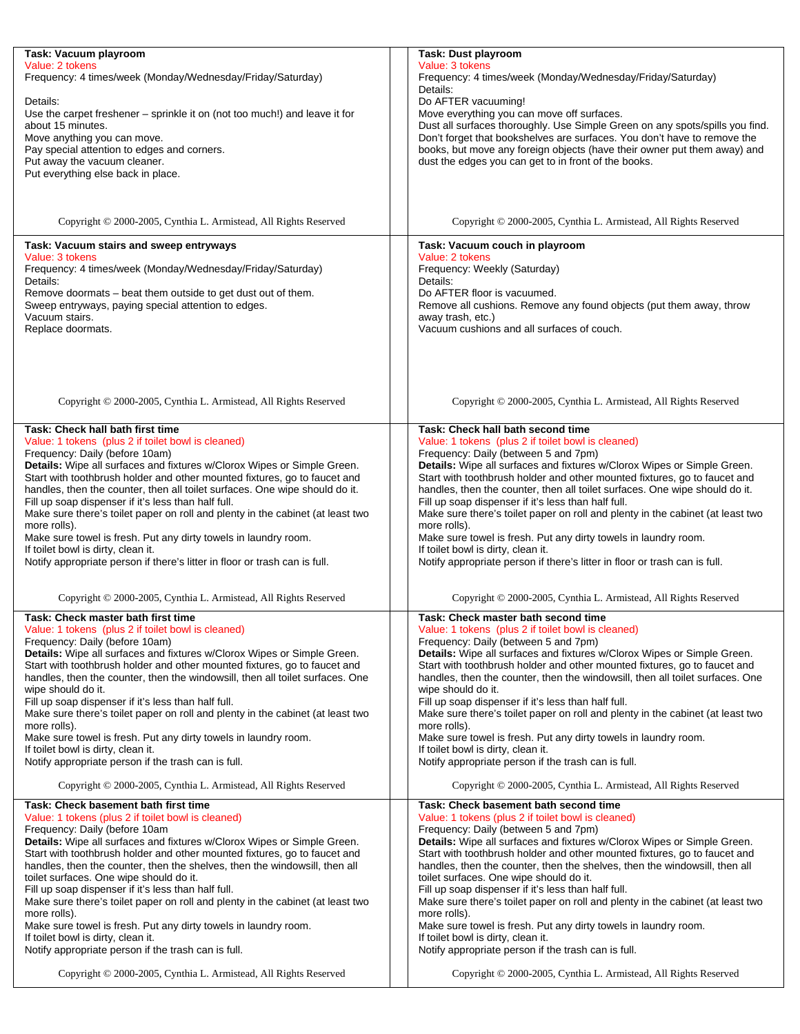**Task: Vacuum playroom**
Value: 2 tokens
Frequency: 4 times/week (Monday/Wednesday/Friday/Saturday)

Details:
Use the carpet freshener – sprinkle it on (not too much!) and leave it for about 15 minutes.
Move anything you can move.
Pay special attention to edges and corners.
Put away the vacuum cleaner.
Put everything else back in place.

Copyright © 2000-2005, Cynthia L. Armistead, All Rights Reserved

**Task: Dust playroom**
Value: 3 tokens
Frequency: 4 times/week (Monday/Wednesday/Friday/Saturday)
Details:
Do AFTER vacuuming!
Move everything you can move off surfaces.
Dust all surfaces thoroughly. Use Simple Green on any spots/spills you find.
Don't forget that bookshelves are surfaces. You don't have to remove the books, but move any foreign objects (have their owner put them away) and dust the edges you can get to in front of the books.

Copyright © 2000-2005, Cynthia L. Armistead, All Rights Reserved

**Task: Vacuum stairs and sweep entryways**
Value: 3 tokens
Frequency: 4 times/week (Monday/Wednesday/Friday/Saturday)
Details:
Remove doormats – beat them outside to get dust out of them.
Sweep entryways, paying special attention to edges.
Vacuum stairs.
Replace doormats.

Copyright © 2000-2005, Cynthia L. Armistead, All Rights Reserved

**Task: Vacuum couch in playroom**
Value: 2 tokens
Frequency: Weekly (Saturday)
Details:
Do AFTER floor is vacuumed.
Remove all cushions. Remove any found objects (put them away, throw away trash, etc.)
Vacuum cushions and all surfaces of couch.

Copyright © 2000-2005, Cynthia L. Armistead, All Rights Reserved

**Task: Check hall bath first time**
Value: 1 tokens (plus 2 if toilet bowl is cleaned)
Frequency: Daily (before 10am)
**Details:** Wipe all surfaces and fixtures w/Clorox Wipes or Simple Green. Start with toothbrush holder and other mounted fixtures, go to faucet and handles, then the counter, then all toilet surfaces. One wipe should do it.
Fill up soap dispenser if it's less than half full.
Make sure there's toilet paper on roll and plenty in the cabinet (at least two more rolls).
Make sure towel is fresh. Put any dirty towels in laundry room.
If toilet bowl is dirty, clean it.
Notify appropriate person if there's litter in floor or trash can is full.

Copyright © 2000-2005, Cynthia L. Armistead, All Rights Reserved

**Task: Check hall bath second time**
Value: 1 tokens (plus 2 if toilet bowl is cleaned)
Frequency: Daily (between 5 and 7pm)
**Details:** Wipe all surfaces and fixtures w/Clorox Wipes or Simple Green. Start with toothbrush holder and other mounted fixtures, go to faucet and handles, then the counter, then all toilet surfaces. One wipe should do it.
Fill up soap dispenser if it's less than half full.
Make sure there's toilet paper on roll and plenty in the cabinet (at least two more rolls).
Make sure towel is fresh. Put any dirty towels in laundry room.
If toilet bowl is dirty, clean it.
Notify appropriate person if there's litter in floor or trash can is full.

Copyright © 2000-2005, Cynthia L. Armistead, All Rights Reserved

**Task: Check master bath first time**
Value: 1 tokens (plus 2 if toilet bowl is cleaned)
Frequency: Daily (before 10am)
**Details:** Wipe all surfaces and fixtures w/Clorox Wipes or Simple Green. Start with toothbrush holder and other mounted fixtures, go to faucet and handles, then the counter, then the windowsill, then all toilet surfaces. One wipe should do it.
Fill up soap dispenser if it's less than half full.
Make sure there's toilet paper on roll and plenty in the cabinet (at least two more rolls).
Make sure towel is fresh. Put any dirty towels in laundry room.
If toilet bowl is dirty, clean it.
Notify appropriate person if the trash can is full.

Copyright © 2000-2005, Cynthia L. Armistead, All Rights Reserved

**Task: Check master bath second time**
Value: 1 tokens (plus 2 if toilet bowl is cleaned)
Frequency: Daily (between 5 and 7pm)
**Details:** Wipe all surfaces and fixtures w/Clorox Wipes or Simple Green. Start with toothbrush holder and other mounted fixtures, go to faucet and handles, then the counter, then the windowsill, then all toilet surfaces. One wipe should do it.
Fill up soap dispenser if it's less than half full.
Make sure there's toilet paper on roll and plenty in the cabinet (at least two more rolls).
Make sure towel is fresh. Put any dirty towels in laundry room.
If toilet bowl is dirty, clean it.
Notify appropriate person if the trash can is full.

Copyright © 2000-2005, Cynthia L. Armistead, All Rights Reserved

**Task: Check basement bath first time**
Value: 1 tokens (plus 2 if toilet bowl is cleaned)
Frequency: Daily (before 10am
**Details:** Wipe all surfaces and fixtures w/Clorox Wipes or Simple Green. Start with toothbrush holder and other mounted fixtures, go to faucet and handles, then the counter, then the shelves, then the windowsill, then all toilet surfaces. One wipe should do it.
Fill up soap dispenser if it's less than half full.
Make sure there's toilet paper on roll and plenty in the cabinet (at least two more rolls).
Make sure towel is fresh. Put any dirty towels in laundry room.
If toilet bowl is dirty, clean it.
Notify appropriate person if the trash can is full.

Copyright © 2000-2005, Cynthia L. Armistead, All Rights Reserved

**Task: Check basement bath second time**
Value: 1 tokens (plus 2 if toilet bowl is cleaned)
Frequency: Daily (between 5 and 7pm)
**Details:** Wipe all surfaces and fixtures w/Clorox Wipes or Simple Green. Start with toothbrush holder and other mounted fixtures, go to faucet and handles, then the counter, then the shelves, then the windowsill, then all toilet surfaces. One wipe should do it.
Fill up soap dispenser if it's less than half full.
Make sure there's toilet paper on roll and plenty in the cabinet (at least two more rolls).
Make sure towel is fresh. Put any dirty towels in laundry room.
If toilet bowl is dirty, clean it.
Notify appropriate person if the trash can is full.

Copyright © 2000-2005, Cynthia L. Armistead, All Rights Reserved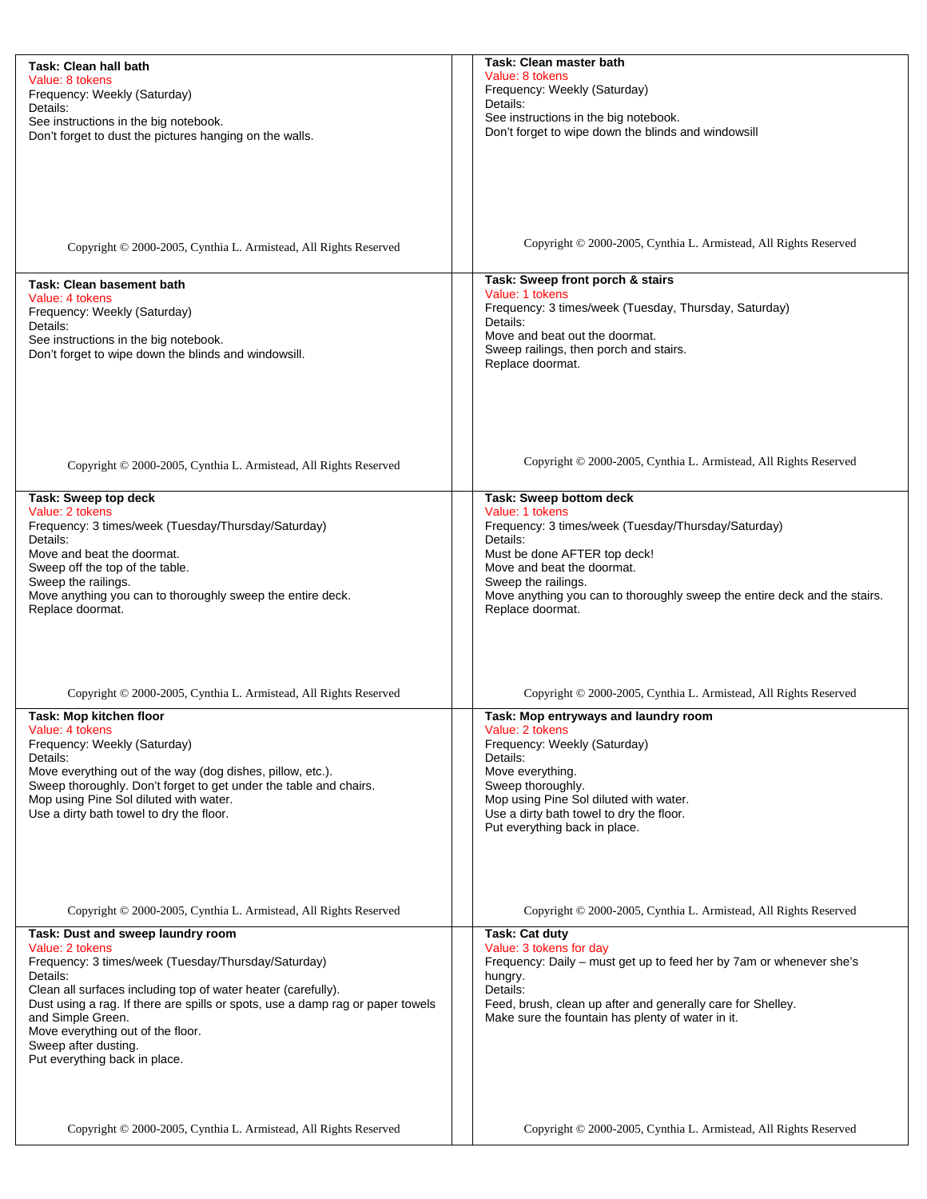**Task: Clean hall bath**
Value: 8 tokens
Frequency: Weekly (Saturday)
Details:
See instructions in the big notebook.
Don't forget to dust the pictures hanging on the walls.

Copyright © 2000-2005, Cynthia L. Armistead, All Rights Reserved

**Task: Clean master bath**
Value: 8 tokens
Frequency: Weekly (Saturday)
Details:
See instructions in the big notebook.
Don't forget to wipe down the blinds and windowsill

Copyright © 2000-2005, Cynthia L. Armistead, All Rights Reserved

**Task: Clean basement bath**
Value: 4 tokens
Frequency: Weekly (Saturday)
Details:
See instructions in the big notebook.
Don't forget to wipe down the blinds and windowsill.

Copyright © 2000-2005, Cynthia L. Armistead, All Rights Reserved

**Task: Sweep front porch & stairs**
Value: 1 tokens
Frequency: 3 times/week (Tuesday, Thursday, Saturday)
Details:
Move and beat out the doormat.
Sweep railings, then porch and stairs.
Replace doormat.

Copyright © 2000-2005, Cynthia L. Armistead, All Rights Reserved

**Task: Sweep top deck**
Value: 2 tokens
Frequency: 3 times/week (Tuesday/Thursday/Saturday)
Details:
Move and beat the doormat.
Sweep off the top of the table.
Sweep the railings.
Move anything you can to thoroughly sweep the entire deck.
Replace doormat.

Copyright © 2000-2005, Cynthia L. Armistead, All Rights Reserved

**Task: Sweep bottom deck**
Value: 1 tokens
Frequency: 3 times/week (Tuesday/Thursday/Saturday)
Details:
Must be done AFTER top deck!
Move and beat the doormat.
Sweep the railings.
Move anything you can to thoroughly sweep the entire deck and the stairs.
Replace doormat.

Copyright © 2000-2005, Cynthia L. Armistead, All Rights Reserved

**Task: Mop kitchen floor**
Value: 4 tokens
Frequency: Weekly (Saturday)
Details:
Move everything out of the way (dog dishes, pillow, etc.).
Sweep thoroughly. Don't forget to get under the table and chairs.
Mop using Pine Sol diluted with water.
Use a dirty bath towel to dry the floor.

Copyright © 2000-2005, Cynthia L. Armistead, All Rights Reserved

**Task: Mop entryways and laundry room**
Value: 2 tokens
Frequency: Weekly (Saturday)
Details:
Move everything.
Sweep thoroughly.
Mop using Pine Sol diluted with water.
Use a dirty bath towel to dry the floor.
Put everything back in place.

Copyright © 2000-2005, Cynthia L. Armistead, All Rights Reserved

**Task: Dust and sweep laundry room**
Value: 2 tokens
Frequency: 3 times/week (Tuesday/Thursday/Saturday)
Details:
Clean all surfaces including top of water heater (carefully).
Dust using a rag. If there are spills or spots, use a damp rag or paper towels and Simple Green.
Move everything out of the floor.
Sweep after dusting.
Put everything back in place.

Copyright © 2000-2005, Cynthia L. Armistead, All Rights Reserved

**Task: Cat duty**
Value: 3 tokens for day
Frequency: Daily – must get up to feed her by 7am or whenever she's hungry.
Details:
Feed, brush, clean up after and generally care for Shelley.
Make sure the fountain has plenty of water in it.

Copyright © 2000-2005, Cynthia L. Armistead, All Rights Reserved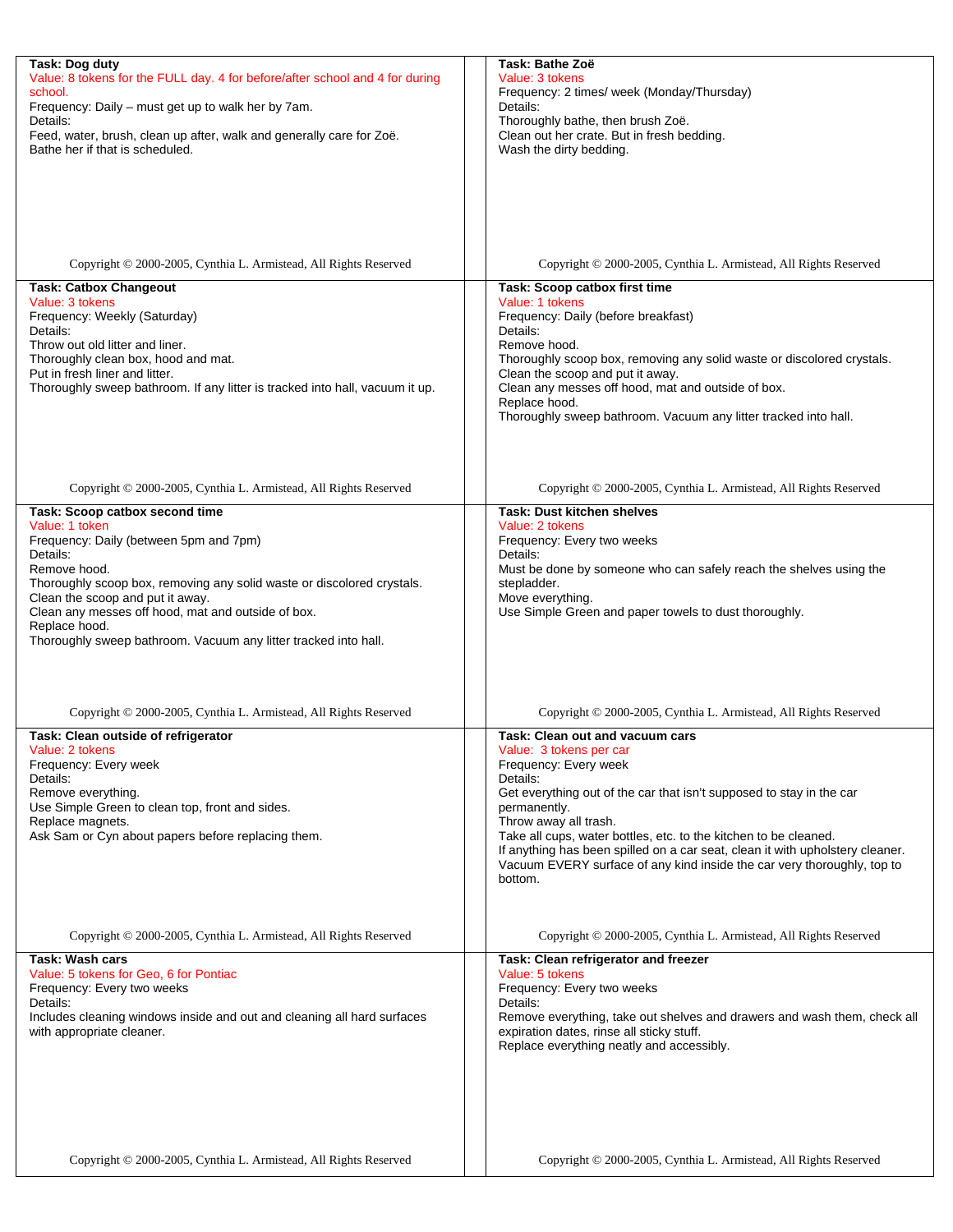**Task: Dog duty**
Value: 8 tokens for the FULL day. 4 for before/after school and 4 for during school.
Frequency: Daily – must get up to walk her by 7am.
Details:
Feed, water, brush, clean up after, walk and generally care for Zoë.
Bathe her if that is scheduled.

Copyright © 2000-2005, Cynthia L. Armistead, All Rights Reserved

**Task: Bathe Zoë**
Value: 3 tokens
Frequency: 2 times/ week (Monday/Thursday)
Details:
Thoroughly bathe, then brush Zoë.
Clean out her crate. But in fresh bedding.
Wash the dirty bedding.

Copyright © 2000-2005, Cynthia L. Armistead, All Rights Reserved

**Task: Catbox Changeout**
Value: 3 tokens
Frequency: Weekly (Saturday)
Details:
Throw out old litter and liner.
Thoroughly clean box, hood and mat.
Put in fresh liner and litter.
Thoroughly sweep bathroom. If any litter is tracked into hall, vacuum it up.

Copyright © 2000-2005, Cynthia L. Armistead, All Rights Reserved

**Task: Scoop catbox first time**
Value: 1 tokens
Frequency: Daily (before breakfast)
Details:
Remove hood.
Thoroughly scoop box, removing any solid waste or discolored crystals.
Clean the scoop and put it away.
Clean any messes off hood, mat and outside of box.
Replace hood.
Thoroughly sweep bathroom. Vacuum any litter tracked into hall.

Copyright © 2000-2005, Cynthia L. Armistead, All Rights Reserved

**Task: Scoop catbox second time**
Value: 1 token
Frequency: Daily (between 5pm and 7pm)
Details:
Remove hood.
Thoroughly scoop box, removing any solid waste or discolored crystals.
Clean the scoop and put it away.
Clean any messes off hood, mat and outside of box.
Replace hood.
Thoroughly sweep bathroom. Vacuum any litter tracked into hall.

Copyright © 2000-2005, Cynthia L. Armistead, All Rights Reserved

**Task: Dust kitchen shelves**
Value: 2 tokens
Frequency: Every two weeks
Details:
Must be done by someone who can safely reach the shelves using the stepladder.
Move everything.
Use Simple Green and paper towels to dust thoroughly.

Copyright © 2000-2005, Cynthia L. Armistead, All Rights Reserved

**Task: Clean outside of refrigerator**
Value: 2 tokens
Frequency: Every week
Details:
Remove everything.
Use Simple Green to clean top, front and sides.
Replace magnets.
Ask Sam or Cyn about papers before replacing them.

Copyright © 2000-2005, Cynthia L. Armistead, All Rights Reserved

**Task: Clean out and vacuum cars**
Value: 3 tokens per car
Frequency: Every week
Details:
Get everything out of the car that isn't supposed to stay in the car permanently.
Throw away all trash.
Take all cups, water bottles, etc. to the kitchen to be cleaned.
If anything has been spilled on a car seat, clean it with upholstery cleaner.
Vacuum EVERY surface of any kind inside the car very thoroughly, top to bottom.

Copyright © 2000-2005, Cynthia L. Armistead, All Rights Reserved

**Task: Wash cars**
Value: 5 tokens for Geo, 6 for Pontiac
Frequency: Every two weeks
Details:
Includes cleaning windows inside and out and cleaning all hard surfaces with appropriate cleaner.

Copyright © 2000-2005, Cynthia L. Armistead, All Rights Reserved

**Task: Clean refrigerator and freezer**
Value: 5 tokens
Frequency: Every two weeks
Details:
Remove everything, take out shelves and drawers and wash them, check all expiration dates, rinse all sticky stuff.
Replace everything neatly and accessibly.

Copyright © 2000-2005, Cynthia L. Armistead, All Rights Reserved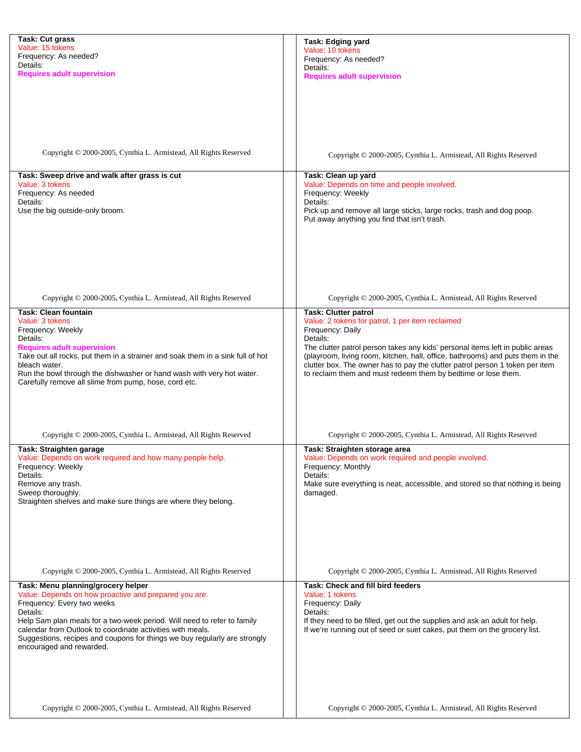**Task: Cut grass**
Value: 15 tokens
Frequency: As needed?
Details:
**Requires adult supervision**

Copyright © 2000-2005, Cynthia L. Armistead, All Rights Reserved

**Task: Edging yard**
Value: 10 tokens
Frequency: As needed?
Details:
**Requires adult supervision**

Copyright © 2000-2005, Cynthia L. Armistead, All Rights Reserved

**Task: Sweep drive and walk after grass is cut**
Value: 3 tokens
Frequency: As needed
Details:
Use the big outside-only broom.

Copyright © 2000-2005, Cynthia L. Armistead, All Rights Reserved

**Task: Clean up yard**
Value: Depends on time and people involved.
Frequency: Weekly
Details:
Pick up and remove all large sticks, large rocks, trash and dog poop.
Put away anything you find that isn't trash.

Copyright © 2000-2005, Cynthia L. Armistead, All Rights Reserved

**Task: Clean fountain**
Value: 3 tokens
Frequency: Weekly
Details:
**Requires adult supervision**
Take out all rocks, put them in a strainer and soak them in a sink full of hot bleach water.
Run the bowl through the dishwasher or hand wash with very hot water.
Carefully remove all slime from pump, hose, cord etc.

Copyright © 2000-2005, Cynthia L. Armistead, All Rights Reserved

**Task: Clutter patrol**
Value: 2 tokens for patrol, 1 per item reclaimed
Frequency: Daily
Details:
The clutter patrol person takes any kids' personal items left in public areas (playroom, living room, kitchen, hall, office, bathrooms) and puts them in the clutter box. The owner has to pay the clutter patrol person 1 token per item to reclaim them and must redeem them by bedtime or lose them.

Copyright © 2000-2005, Cynthia L. Armistead, All Rights Reserved

**Task: Straighten garage**
Value: Depends on work required and how many people help.
Frequency: Weekly
Details:
Remove any trash.
Sweep thoroughly.
Straighten shelves and make sure things are where they belong.

Copyright © 2000-2005, Cynthia L. Armistead, All Rights Reserved

**Task: Straighten storage area**
Value: Depends on work required and people involved.
Frequency: Monthly
Details:
Make sure everything is neat, accessible, and stored so that nothing is being damaged.

Copyright © 2000-2005, Cynthia L. Armistead, All Rights Reserved

**Task: Menu planning/grocery helper**
Value: Depends on how proactive and prepared you are.
Frequency: Every two weeks
Details:
Help Sam plan meals for a two-week period. Will need to refer to family calendar from Outlook to coordinate activities with meals.
Suggestions, recipes and coupons for things we buy regularly are strongly encouraged and rewarded.

Copyright © 2000-2005, Cynthia L. Armistead, All Rights Reserved

**Task: Check and fill bird feeders**
Value: 1 tokens
Frequency: Daily
Details:
If they need to be filled, get out the supplies and ask an adult for help.
If we're running out of seed or suet cakes, put them on the grocery list.

Copyright © 2000-2005, Cynthia L. Armistead, All Rights Reserved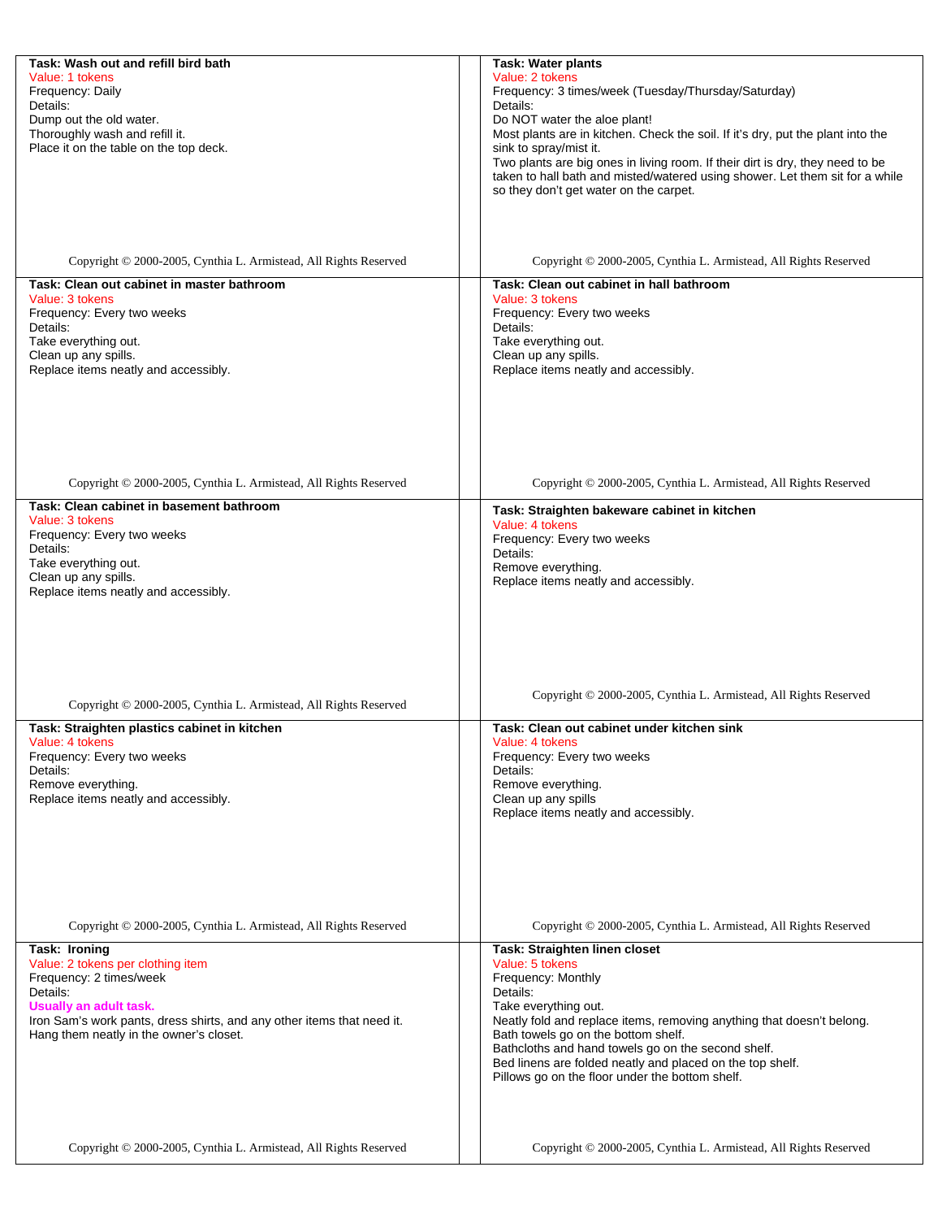**Task: Wash out and refill bird bath**
Value: 1 tokens
Frequency: Daily
Details:
Dump out the old water.
Thoroughly wash and refill it.
Place it on the table on the top deck.

Copyright © 2000-2005, Cynthia L. Armistead, All Rights Reserved

**Task: Water plants**
Value: 2 tokens
Frequency: 3 times/week (Tuesday/Thursday/Saturday)
Details:
Do NOT water the aloe plant!
Most plants are in kitchen. Check the soil. If it's dry, put the plant into the sink to spray/mist it.
Two plants are big ones in living room. If their dirt is dry, they need to be taken to hall bath and misted/watered using shower. Let them sit for a while so they don't get water on the carpet.

Copyright © 2000-2005, Cynthia L. Armistead, All Rights Reserved

**Task: Clean out cabinet in master bathroom**
Value: 3 tokens
Frequency: Every two weeks
Details:
Take everything out.
Clean up any spills.
Replace items neatly and accessibly.

Copyright © 2000-2005, Cynthia L. Armistead, All Rights Reserved

**Task: Clean out cabinet in hall bathroom**
Value: 3 tokens
Frequency: Every two weeks
Details:
Take everything out.
Clean up any spills.
Replace items neatly and accessibly.

Copyright © 2000-2005, Cynthia L. Armistead, All Rights Reserved

**Task: Clean cabinet in basement bathroom**
Value: 3 tokens
Frequency: Every two weeks
Details:
Take everything out.
Clean up any spills.
Replace items neatly and accessibly.

Copyright © 2000-2005, Cynthia L. Armistead, All Rights Reserved

**Task: Straighten bakeware cabinet in kitchen**
Value: 4 tokens
Frequency: Every two weeks
Details:
Remove everything.
Replace items neatly and accessibly.

Copyright © 2000-2005, Cynthia L. Armistead, All Rights Reserved

**Task: Straighten plastics cabinet in kitchen**
Value: 4 tokens
Frequency: Every two weeks
Details:
Remove everything.
Replace items neatly and accessibly.

Copyright © 2000-2005, Cynthia L. Armistead, All Rights Reserved

**Task: Clean out cabinet under kitchen sink**
Value: 4 tokens
Frequency: Every two weeks
Details:
Remove everything.
Clean up any spills
Replace items neatly and accessibly.

Copyright © 2000-2005, Cynthia L. Armistead, All Rights Reserved

**Task: Ironing**
Value: 2 tokens per clothing item
Frequency: 2 times/week
Details:
**Usually an adult task.**
Iron Sam's work pants, dress shirts, and any other items that need it.
Hang them neatly in the owner's closet.

Copyright © 2000-2005, Cynthia L. Armistead, All Rights Reserved

**Task: Straighten linen closet**
Value: 5 tokens
Frequency: Monthly
Details:
Take everything out.
Neatly fold and replace items, removing anything that doesn't belong.
Bath towels go on the bottom shelf.
Bathcloths and hand towels go on the second shelf.
Bed linens are folded neatly and placed on the top shelf.
Pillows go on the floor under the bottom shelf.

Copyright © 2000-2005, Cynthia L. Armistead, All Rights Reserved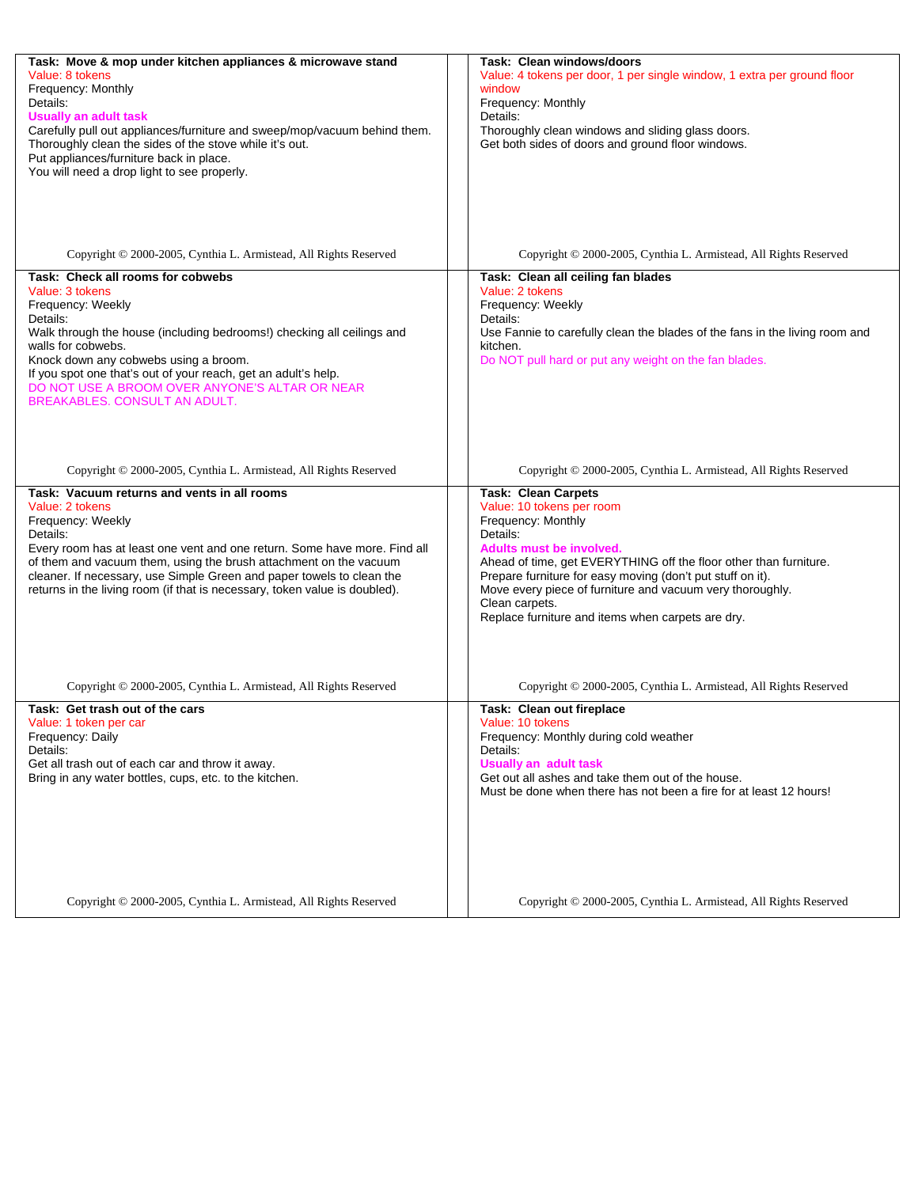**Task: Move & mop under kitchen appliances & microwave stand**
Value: 8 tokens
Frequency: Monthly
Details:
**Usually an adult task**
Carefully pull out appliances/furniture and sweep/mop/vacuum behind them.
Thoroughly clean the sides of the stove while it's out.
Put appliances/furniture back in place.
You will need a drop light to see properly.

Copyright © 2000-2005, Cynthia L. Armistead, All Rights Reserved

**Task: Clean windows/doors**
Value: 4 tokens per door, 1 per single window, 1 extra per ground floor window
Frequency: Monthly
Details:
Thoroughly clean windows and sliding glass doors.
Get both sides of doors and ground floor windows.

Copyright © 2000-2005, Cynthia L. Armistead, All Rights Reserved

**Task: Check all rooms for cobwebs**
Value: 3 tokens
Frequency: Weekly
Details:
Walk through the house (including bedrooms!) checking all ceilings and walls for cobwebs.
Knock down any cobwebs using a broom.
If you spot one that's out of your reach, get an adult's help.
DO NOT USE A BROOM OVER ANYONE'S ALTAR OR NEAR BREAKABLES. CONSULT AN ADULT.

Copyright © 2000-2005, Cynthia L. Armistead, All Rights Reserved

**Task: Clean all ceiling fan blades**
Value: 2 tokens
Frequency: Weekly
Details:
Use Fannie to carefully clean the blades of the fans in the living room and kitchen.
Do NOT pull hard or put any weight on the fan blades.

Copyright © 2000-2005, Cynthia L. Armistead, All Rights Reserved

**Task: Vacuum returns and vents in all rooms**
Value: 2 tokens
Frequency: Weekly
Details:
Every room has at least one vent and one return. Some have more. Find all of them and vacuum them, using the brush attachment on the vacuum cleaner. If necessary, use Simple Green and paper towels to clean the returns in the living room (if that is necessary, token value is doubled).

Copyright © 2000-2005, Cynthia L. Armistead, All Rights Reserved

**Task: Clean Carpets**
Value: 10 tokens per room
Frequency: Monthly
Details:
**Adults must be involved.**
Ahead of time, get EVERYTHING off the floor other than furniture.
Prepare furniture for easy moving (don't put stuff on it).
Move every piece of furniture and vacuum very thoroughly.
Clean carpets.
Replace furniture and items when carpets are dry.

Copyright © 2000-2005, Cynthia L. Armistead, All Rights Reserved

**Task: Get trash out of the cars**
Value: 1 token per car
Frequency: Daily
Details:
Get all trash out of each car and throw it away.
Bring in any water bottles, cups, etc. to the kitchen.

Copyright © 2000-2005, Cynthia L. Armistead, All Rights Reserved

**Task: Clean out fireplace**
Value: 10 tokens
Frequency: Monthly during cold weather
Details:
**Usually an adult task**
Get out all ashes and take them out of the house.
Must be done when there has not been a fire for at least 12 hours!

Copyright © 2000-2005, Cynthia L. Armistead, All Rights Reserved